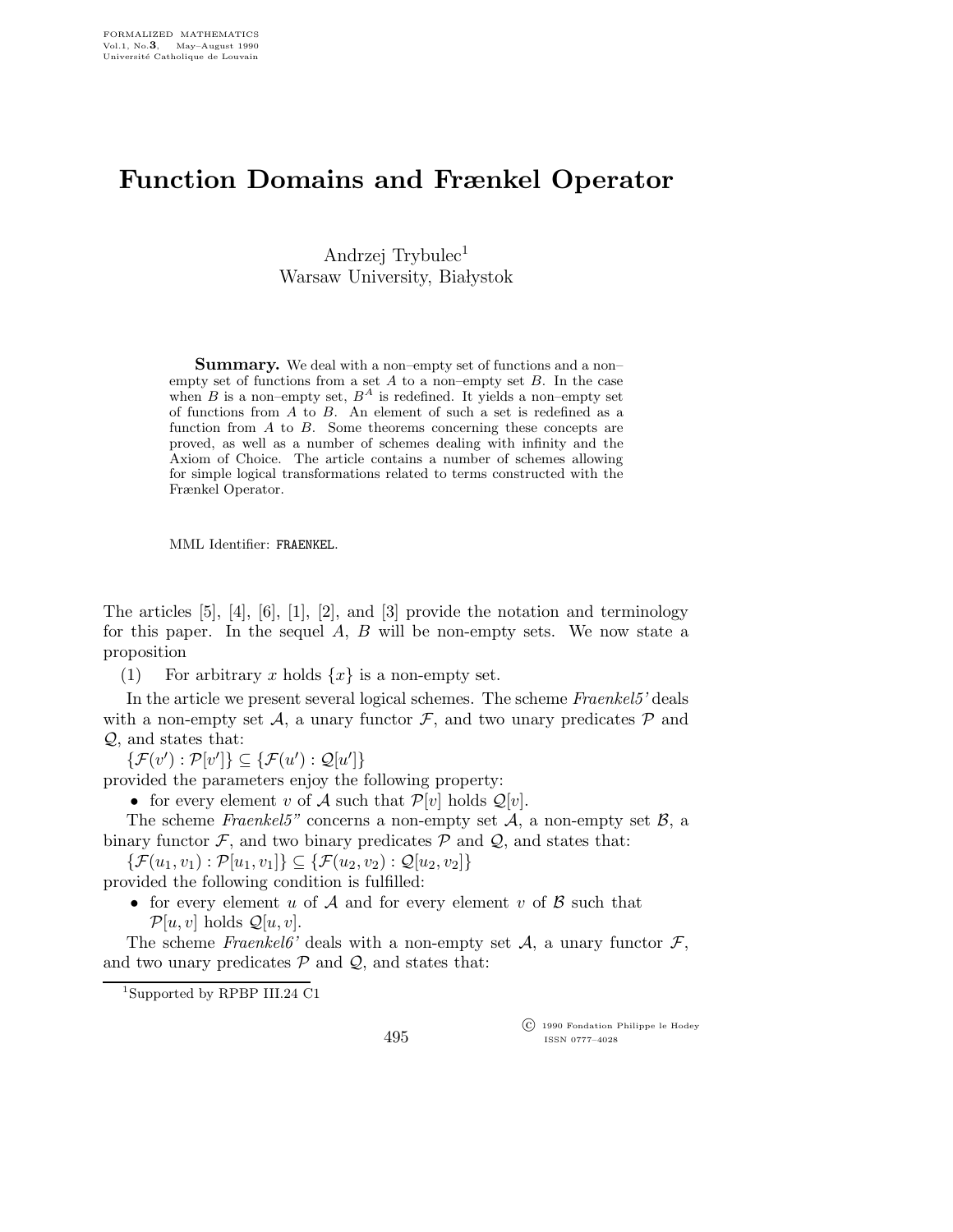# Function Domains and Frænkel Operator

Andrzej Trybulec[1]
Warsaw University, Białystok

**Summary.** We deal with a non–empty set of functions and a non–empty set of functions from a set $A$ to a non–empty set $B$. In the case when $B$ is a non–empty set, $B^A$ is redefined. It yields a non–empty set of functions from $A$ to $B$. An element of such a set is redefined as a function from $A$ to $B$. Some theorems concerning these concepts are proved, as well as a number of schemes dealing with infinity and the Axiom of Choice. The article contains a number of schemes allowing for simple logical transformations related to terms constructed with the Frænkel Operator.

MML Identifier: FRAENKEL.

The articles [5], [4], [6], [1], [2], and [3] provide the notation and terminology for this paper. In the sequel $A$, $B$ will be non-empty sets. We now state a proposition

(1) For arbitrary $x$ holds $\{x\}$ is a non-empty set.

In the article we present several logical schemes. The scheme *Fraenkel5'* deals with a non-empty set $\mathcal{A}$, a unary functor $\mathcal{F}$, and two unary predicates $\mathcal{P}$ and $\mathcal{Q}$, and states that:

$\{\mathcal{F}(v') : \mathcal{P}[v']\} \subseteq \{\mathcal{F}(u') : \mathcal{Q}[u']\}$

provided the parameters enjoy the following property:

- for every element $v$ of $\mathcal{A}$ such that $\mathcal{P}[v]$ holds $\mathcal{Q}[v]$.

The scheme *Fraenkel5"* concerns a non-empty set $\mathcal{A}$, a non-empty set $\mathcal{B}$, a binary functor $\mathcal{F}$, and two binary predicates $\mathcal{P}$ and $\mathcal{Q}$, and states that:

$\{\mathcal{F}(u_1, v_1) : \mathcal{P}[u_1, v_1]\} \subseteq \{\mathcal{F}(u_2, v_2) : \mathcal{Q}[u_2, v_2]\}$

provided the following condition is fulfilled:

- for every element $u$ of $\mathcal{A}$ and for every element $v$ of $\mathcal{B}$ such that $\mathcal{P}[u, v]$ holds $\mathcal{Q}[u, v]$.

The scheme *Fraenkel6'* deals with a non-empty set $\mathcal{A}$, a unary functor $\mathcal{F}$, and two unary predicates $\mathcal{P}$ and $\mathcal{Q}$, and states that:

[1] Supported by RPBP III.24 C1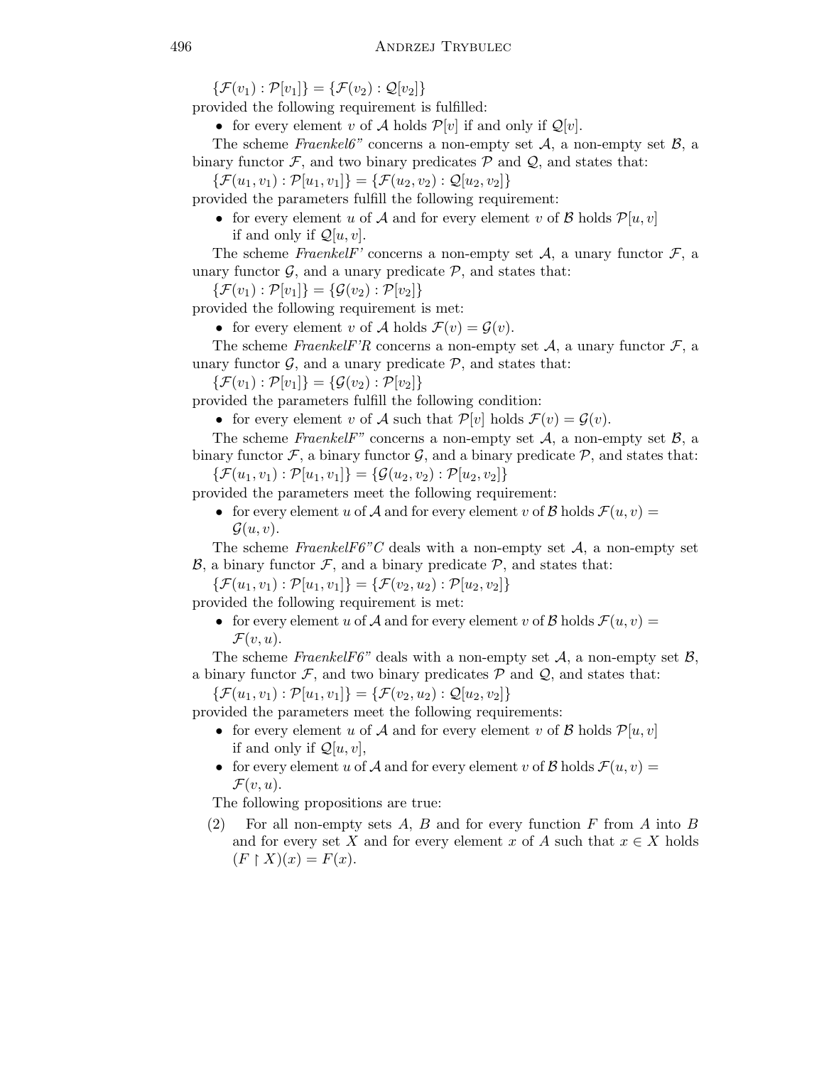$\{\mathcal{F}(v_1) : \mathcal{P}[v_1]\} = \{\mathcal{F}(v_2) : \mathcal{Q}[v_2]\}$

provided the following requirement is fulfilled:

- for every element $v$ of $\mathcal{A}$ holds $\mathcal{P}[v]$ if and only if $\mathcal{Q}[v]$.

The scheme *Fraenkel6"* concerns a non-empty set $\mathcal{A}$, a non-empty set $\mathcal{B}$, a binary functor $\mathcal{F}$, and two binary predicates $\mathcal{P}$ and $\mathcal{Q}$, and states that:

$\{\mathcal{F}(u_1, v_1) : \mathcal{P}[u_1, v_1]\} = \{\mathcal{F}(u_2, v_2) : \mathcal{Q}[u_2, v_2]\}$

provided the parameters fulfill the following requirement:

- for every element $u$ of $\mathcal{A}$ and for every element $v$ of $\mathcal{B}$ holds $\mathcal{P}[u, v]$ if and only if $\mathcal{Q}[u, v]$.

The scheme *FraenkelF'* concerns a non-empty set $\mathcal{A}$, a unary functor $\mathcal{F}$, a unary functor $\mathcal{G}$, and a unary predicate $\mathcal{P}$, and states that:

$\{\mathcal{F}(v_1) : \mathcal{P}[v_1]\} = \{\mathcal{G}(v_2) : \mathcal{P}[v_2]\}$

provided the following requirement is met:

- for every element $v$ of $\mathcal{A}$ holds $\mathcal{F}(v) = \mathcal{G}(v)$.

The scheme *FraenkelF'R* concerns a non-empty set $\mathcal{A}$, a unary functor $\mathcal{F}$, a unary functor $\mathcal{G}$, and a unary predicate $\mathcal{P}$, and states that:

$\{\mathcal{F}(v_1) : \mathcal{P}[v_1]\} = \{\mathcal{G}(v_2) : \mathcal{P}[v_2]\}$

provided the parameters fulfill the following condition:

- for every element $v$ of $\mathcal{A}$ such that $\mathcal{P}[v]$ holds $\mathcal{F}(v) = \mathcal{G}(v)$.

The scheme *FraenkelF"* concerns a non-empty set $\mathcal{A}$, a non-empty set $\mathcal{B}$, a binary functor $\mathcal{F}$, a binary functor $\mathcal{G}$, and a binary predicate $\mathcal{P}$, and states that:

$\{\mathcal{F}(u_1, v_1) : \mathcal{P}[u_1, v_1]\} = \{\mathcal{G}(u_2, v_2) : \mathcal{P}[u_2, v_2]\}$

provided the parameters meet the following requirement:

- for every element $u$ of $\mathcal{A}$ and for every element $v$ of $\mathcal{B}$ holds $\mathcal{F}(u, v) = \mathcal{G}(u, v)$.

The scheme *FraenkelF6"C* deals with a non-empty set $\mathcal{A}$, a non-empty set $\mathcal{B}$, a binary functor $\mathcal{F}$, and a binary predicate $\mathcal{P}$, and states that:

$\{\mathcal{F}(u_1, v_1) : \mathcal{P}[u_1, v_1]\} = \{\mathcal{F}(v_2, u_2) : \mathcal{P}[u_2, v_2]\}$

provided the following requirement is met:

- for every element $u$ of $\mathcal{A}$ and for every element $v$ of $\mathcal{B}$ holds $\mathcal{F}(u, v) = \mathcal{F}(v, u)$.

The scheme *FraenkelF6"* deals with a non-empty set $\mathcal{A}$, a non-empty set $\mathcal{B}$, a binary functor $\mathcal{F}$, and two binary predicates $\mathcal{P}$ and $\mathcal{Q}$, and states that:

$\{\mathcal{F}(u_1, v_1) : \mathcal{P}[u_1, v_1]\} = \{\mathcal{F}(v_2, u_2) : \mathcal{Q}[u_2, v_2]\}$

provided the parameters meet the following requirements:

- for every element $u$ of $\mathcal{A}$ and for every element $v$ of $\mathcal{B}$ holds $\mathcal{P}[u, v]$ if and only if $\mathcal{Q}[u, v]$,
- for every element $u$ of $\mathcal{A}$ and for every element $v$ of $\mathcal{B}$ holds $\mathcal{F}(u, v) = \mathcal{F}(v, u)$.

The following propositions are true:

(2) For all non-empty sets $A$, $B$ and for every function $F$ from $A$ into $B$ and for every set $X$ and for every element $x$ of $A$ such that $x \in X$ holds $(F \upharpoonright X)(x) = F(x)$.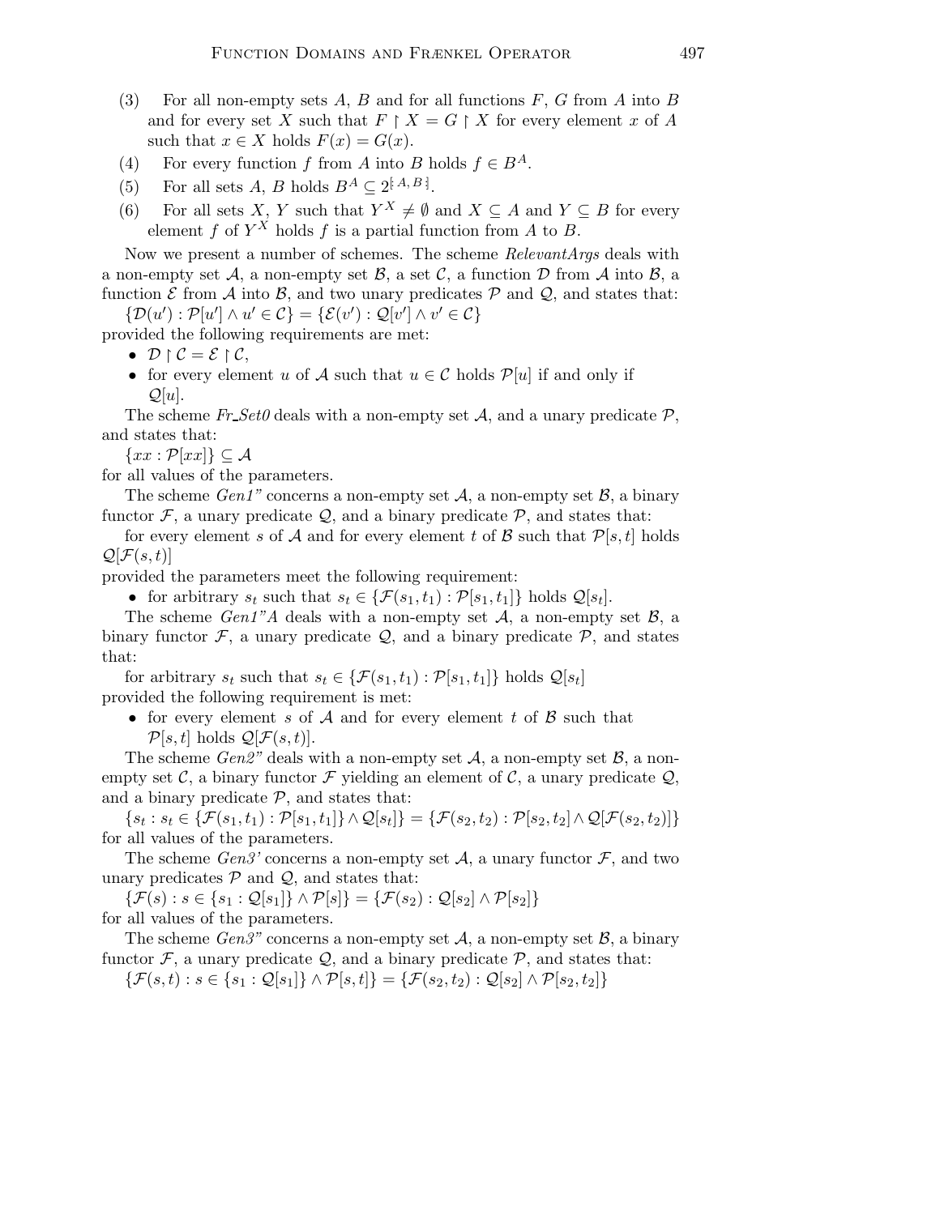(3) For all non-empty sets $A$, $B$ and for all functions $F$, $G$ from $A$ into $B$ and for every set $X$ such that $F \upharpoonright X = G \upharpoonright X$ for every element $x$ of $A$ such that $x \in X$ holds $F(x) = G(x)$.

(4) For every function $f$ from $A$ into $B$ holds $f \in B^A$.

(5) For all sets $A$, $B$ holds $B^A \subseteq 2^{[: A, B :]}$.

(6) For all sets $X$, $Y$ such that $Y^X \neq \emptyset$ and $X \subseteq A$ and $Y \subseteq B$ for every element $f$ of $Y^X$ holds $f$ is a partial function from $A$ to $B$.

Now we present a number of schemes. The scheme *RelevantArgs* deals with a non-empty set $\mathcal{A}$, a non-empty set $\mathcal{B}$, a set $\mathcal{C}$, a function $\mathcal{D}$ from $\mathcal{A}$ into $\mathcal{B}$, a function $\mathcal{E}$ from $\mathcal{A}$ into $\mathcal{B}$, and two unary predicates $\mathcal{P}$ and $\mathcal{Q}$, and states that:

$\{\mathcal{D}(u') : \mathcal{P}[u'] \wedge u' \in \mathcal{C}\} = \{\mathcal{E}(v') : \mathcal{Q}[v'] \wedge v' \in \mathcal{C}\}$

provided the following requirements are met:

- $\mathcal{D} \upharpoonright \mathcal{C} = \mathcal{E} \upharpoonright \mathcal{C}$,
- for every element $u$ of $\mathcal{A}$ such that $u \in \mathcal{C}$ holds $\mathcal{P}[u]$ if and only if $\mathcal{Q}[u]$.

The scheme *Fr_Set0* deals with a non-empty set $\mathcal{A}$, and a unary predicate $\mathcal{P}$, and states that:

$\{xx : \mathcal{P}[xx]\} \subseteq \mathcal{A}$

for all values of the parameters.

The scheme *Gen1"* concerns a non-empty set $\mathcal{A}$, a non-empty set $\mathcal{B}$, a binary functor $\mathcal{F}$, a unary predicate $\mathcal{Q}$, and a binary predicate $\mathcal{P}$, and states that:

for every element $s$ of $\mathcal{A}$ and for every element $t$ of $\mathcal{B}$ such that $\mathcal{P}[s,t]$ holds $\mathcal{Q}[\mathcal{F}(s,t)]$

provided the parameters meet the following requirement:

- for arbitrary $s_t$ such that $s_t \in \{\mathcal{F}(s_1, t_1) : \mathcal{P}[s_1, t_1]\}$ holds $\mathcal{Q}[s_t]$.

The scheme *Gen1"A* deals with a non-empty set $\mathcal{A}$, a non-empty set $\mathcal{B}$, a binary functor $\mathcal{F}$, a unary predicate $\mathcal{Q}$, and a binary predicate $\mathcal{P}$, and states that:

for arbitrary $s_t$ such that $s_t \in \{\mathcal{F}(s_1, t_1) : \mathcal{P}[s_1, t_1]\}$ holds $\mathcal{Q}[s_t]$

provided the following requirement is met:

- for every element $s$ of $\mathcal{A}$ and for every element $t$ of $\mathcal{B}$ such that $\mathcal{P}[s,t]$ holds $\mathcal{Q}[\mathcal{F}(s,t)]$.

The scheme *Gen2"* deals with a non-empty set $\mathcal{A}$, a non-empty set $\mathcal{B}$, a non-empty set $\mathcal{C}$, a binary functor $\mathcal{F}$ yielding an element of $\mathcal{C}$, a unary predicate $\mathcal{Q}$, and a binary predicate $\mathcal{P}$, and states that:

$\{s_t : s_t \in \{\mathcal{F}(s_1, t_1) : \mathcal{P}[s_1, t_1]\} \wedge \mathcal{Q}[s_t]\} = \{\mathcal{F}(s_2, t_2) : \mathcal{P}[s_2, t_2] \wedge \mathcal{Q}[\mathcal{F}(s_2, t_2)]\}$

for all values of the parameters.

The scheme *Gen3'* concerns a non-empty set $\mathcal{A}$, a unary functor $\mathcal{F}$, and two unary predicates $\mathcal{P}$ and $\mathcal{Q}$, and states that:

$\{\mathcal{F}(s) : s \in \{s_1 : \mathcal{Q}[s_1]\} \wedge \mathcal{P}[s]\} = \{\mathcal{F}(s_2) : \mathcal{Q}[s_2] \wedge \mathcal{P}[s_2]\}$

for all values of the parameters.

The scheme *Gen3"* concerns a non-empty set $\mathcal{A}$, a non-empty set $\mathcal{B}$, a binary functor $\mathcal{F}$, a unary predicate $\mathcal{Q}$, and a binary predicate $\mathcal{P}$, and states that:

$\{\mathcal{F}(s,t) : s \in \{s_1 : \mathcal{Q}[s_1]\} \wedge \mathcal{P}[s,t]\} = \{\mathcal{F}(s_2, t_2) : \mathcal{Q}[s_2] \wedge \mathcal{P}[s_2, t_2]\}$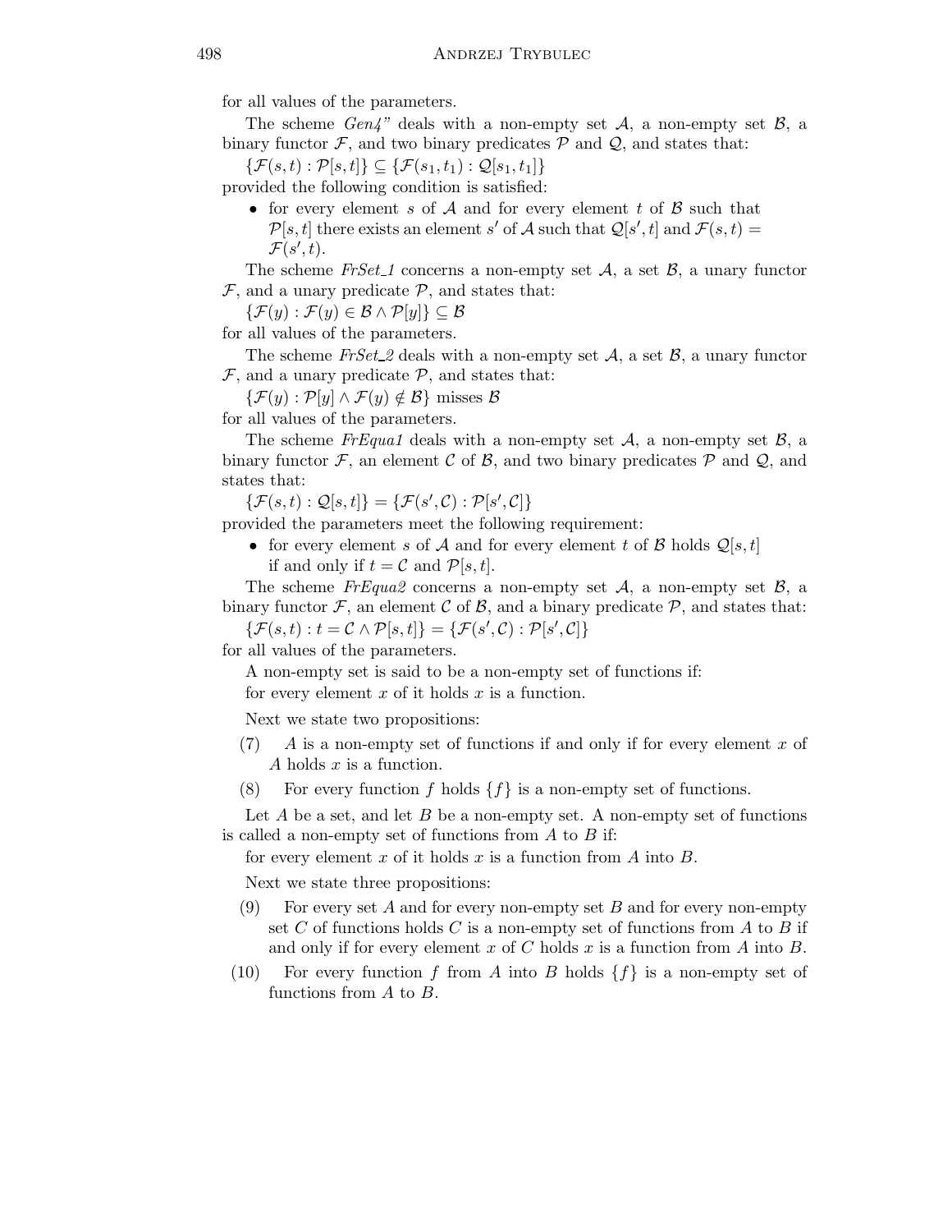for all values of the parameters.

The scheme *Gen4"* deals with a non-empty set $\mathcal{A}$, a non-empty set $\mathcal{B}$, a binary functor $\mathcal{F}$, and two binary predicates $\mathcal{P}$ and $\mathcal{Q}$, and states that:

$\{\mathcal{F}(s,t) : \mathcal{P}[s,t]\} \subseteq \{\mathcal{F}(s_1,t_1) : \mathcal{Q}[s_1,t_1]\}$

provided the following condition is satisfied:

- for every element $s$ of $\mathcal{A}$ and for every element $t$ of $\mathcal{B}$ such that $\mathcal{P}[s,t]$ there exists an element $s'$ of $\mathcal{A}$ such that $\mathcal{Q}[s',t]$ and $\mathcal{F}(s,t) = \mathcal{F}(s',t)$.

The scheme *FrSet_1* concerns a non-empty set $\mathcal{A}$, a set $\mathcal{B}$, a unary functor $\mathcal{F}$, and a unary predicate $\mathcal{P}$, and states that:

$\{\mathcal{F}(y) : \mathcal{F}(y) \in \mathcal{B} \wedge \mathcal{P}[y]\} \subseteq \mathcal{B}$

for all values of the parameters.

The scheme *FrSet_2* deals with a non-empty set $\mathcal{A}$, a set $\mathcal{B}$, a unary functor $\mathcal{F}$, and a unary predicate $\mathcal{P}$, and states that:

$\{\mathcal{F}(y) : \mathcal{P}[y] \wedge \mathcal{F}(y) \notin \mathcal{B}\}$ misses $\mathcal{B}$

for all values of the parameters.

The scheme *FrEqua1* deals with a non-empty set $\mathcal{A}$, a non-empty set $\mathcal{B}$, a binary functor $\mathcal{F}$, an element $\mathcal{C}$ of $\mathcal{B}$, and two binary predicates $\mathcal{P}$ and $\mathcal{Q}$, and states that:

$\{\mathcal{F}(s,t) : \mathcal{Q}[s,t]\} = \{\mathcal{F}(s',\mathcal{C}) : \mathcal{P}[s',\mathcal{C}]\}$

provided the parameters meet the following requirement:

- for every element $s$ of $\mathcal{A}$ and for every element $t$ of $\mathcal{B}$ holds $\mathcal{Q}[s,t]$ if and only if $t = \mathcal{C}$ and $\mathcal{P}[s,t]$.

The scheme *FrEqua2* concerns a non-empty set $\mathcal{A}$, a non-empty set $\mathcal{B}$, a binary functor $\mathcal{F}$, an element $\mathcal{C}$ of $\mathcal{B}$, and a binary predicate $\mathcal{P}$, and states that:

$\{\mathcal{F}(s,t) : t = \mathcal{C} \wedge \mathcal{P}[s,t]\} = \{\mathcal{F}(s',\mathcal{C}) : \mathcal{P}[s',\mathcal{C}]\}$

for all values of the parameters.

A non-empty set is said to be a non-empty set of functions if:

for every element $x$ of it holds $x$ is a function.

Next we state two propositions:

(7) $A$ is a non-empty set of functions if and only if for every element $x$ of $A$ holds $x$ is a function.

(8) For every function $f$ holds $\{f\}$ is a non-empty set of functions.

Let $A$ be a set, and let $B$ be a non-empty set. A non-empty set of functions is called a non-empty set of functions from $A$ to $B$ if:

for every element $x$ of it holds $x$ is a function from $A$ into $B$.

Next we state three propositions:

(9) For every set $A$ and for every non-empty set $B$ and for every non-empty set $C$ of functions holds $C$ is a non-empty set of functions from $A$ to $B$ if and only if for every element $x$ of $C$ holds $x$ is a function from $A$ into $B$.

(10) For every function $f$ from $A$ into $B$ holds $\{f\}$ is a non-empty set of functions from $A$ to $B$.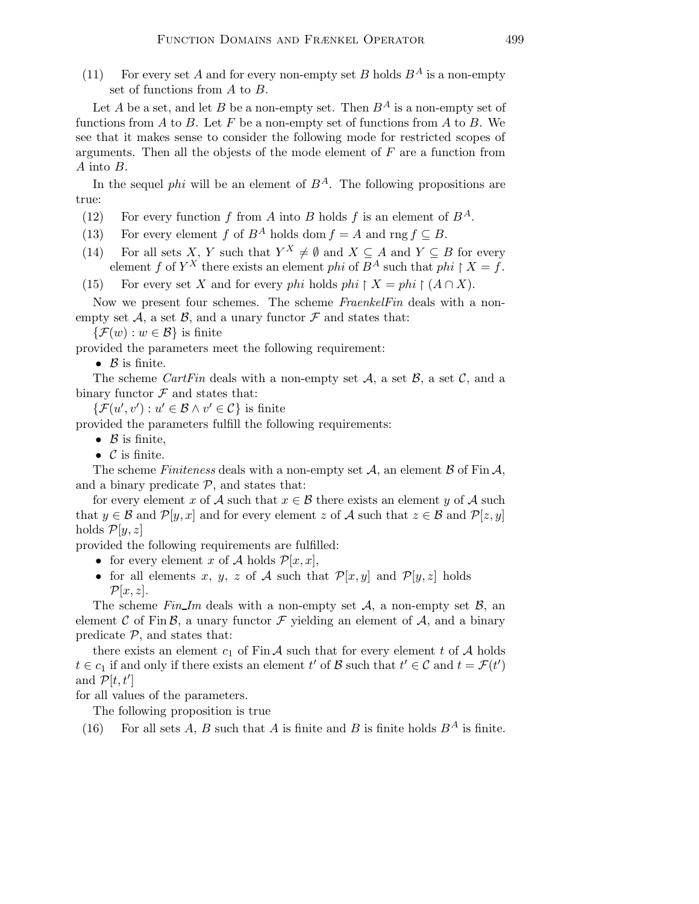(11) For every set $A$ and for every non-empty set $B$ holds $B^A$ is a non-empty set of functions from $A$ to $B$.

Let $A$ be a set, and let $B$ be a non-empty set. Then $B^A$ is a non-empty set of functions from $A$ to $B$. Let $F$ be a non-empty set of functions from $A$ to $B$. We see that it makes sense to consider the following mode for restricted scopes of arguments. Then all the objests of the mode element of $F$ are a function from $A$ into $B$.

In the sequel *phi* will be an element of $B^A$. The following propositions are true:

(12) For every function $f$ from $A$ into $B$ holds $f$ is an element of $B^A$.

(13) For every element $f$ of $B^A$ holds $\operatorname{dom} f = A$ and $\operatorname{rng} f \subseteq B$.

(14) For all sets $X$, $Y$ such that $Y^X \neq \emptyset$ and $X \subseteq A$ and $Y \subseteq B$ for every element $f$ of $Y^X$ there exists an element *phi* of $B^A$ such that $phi \restriction X = f$.

(15) For every set $X$ and for every *phi* holds $phi \restriction X = phi \restriction (A \cap X)$.

Now we present four schemes. The scheme *FraenkelFin* deals with a non-empty set $\mathcal{A}$, a set $\mathcal{B}$, and a unary functor $\mathcal{F}$ and states that:

$\{\mathcal{F}(w) : w \in \mathcal{B}\}$ is finite

provided the parameters meet the following requirement:

- $\mathcal{B}$ is finite.

The scheme *CartFin* deals with a non-empty set $\mathcal{A}$, a set $\mathcal{B}$, a set $\mathcal{C}$, and a binary functor $\mathcal{F}$ and states that:

$\{\mathcal{F}(u', v') : u' \in \mathcal{B} \wedge v' \in \mathcal{C}\}$ is finite

provided the parameters fulfill the following requirements:

- $\mathcal{B}$ is finite,
- $\mathcal{C}$ is finite.

The scheme *Finiteness* deals with a non-empty set $\mathcal{A}$, an element $\mathcal{B}$ of $\operatorname{Fin} \mathcal{A}$, and a binary predicate $\mathcal{P}$, and states that:

for every element $x$ of $\mathcal{A}$ such that $x \in \mathcal{B}$ there exists an element $y$ of $\mathcal{A}$ such that $y \in \mathcal{B}$ and $\mathcal{P}[y, x]$ and for every element $z$ of $\mathcal{A}$ such that $z \in \mathcal{B}$ and $\mathcal{P}[z, y]$ holds $\mathcal{P}[y, z]$

provided the following requirements are fulfilled:

- for every element $x$ of $\mathcal{A}$ holds $\mathcal{P}[x, x]$,
- for all elements $x$, $y$, $z$ of $\mathcal{A}$ such that $\mathcal{P}[x, y]$ and $\mathcal{P}[y, z]$ holds $\mathcal{P}[x, z]$.

The scheme *Fin_Im* deals with a non-empty set $\mathcal{A}$, a non-empty set $\mathcal{B}$, an element $\mathcal{C}$ of $\operatorname{Fin} \mathcal{B}$, a unary functor $\mathcal{F}$ yielding an element of $\mathcal{A}$, and a binary predicate $\mathcal{P}$, and states that:

there exists an element $c_1$ of $\operatorname{Fin} \mathcal{A}$ such that for every element $t$ of $\mathcal{A}$ holds $t \in c_1$ if and only if there exists an element $t'$ of $\mathcal{B}$ such that $t' \in \mathcal{C}$ and $t = \mathcal{F}(t')$ and $\mathcal{P}[t, t']$

for all values of the parameters.

The following proposition is true

(16) For all sets $A$, $B$ such that $A$ is finite and $B$ is finite holds $B^A$ is finite.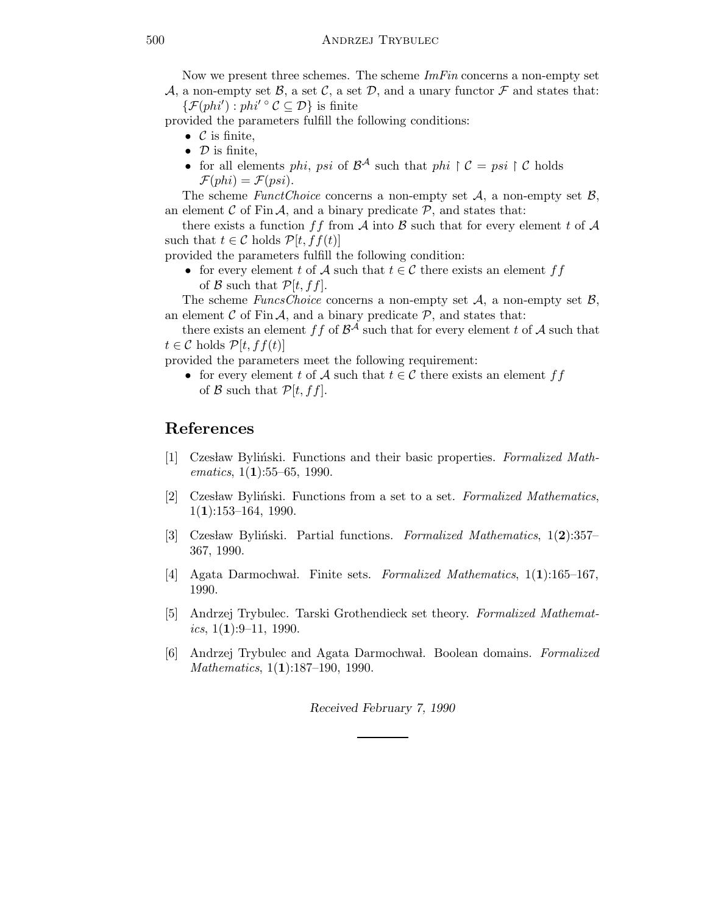Now we present three schemes. The scheme *ImFin* concerns a non-empty set $\mathcal{A}$, a non-empty set $\mathcal{B}$, a set $\mathcal{C}$, a set $\mathcal{D}$, and a unary functor $\mathcal{F}$ and states that:

$\{\mathcal{F}(phi') : phi' \circ \mathcal{C} \subseteq \mathcal{D}\}$ is finite

provided the parameters fulfill the following conditions:

- $\mathcal{C}$ is finite,
- $\mathcal{D}$ is finite,
- for all elements *phi*, *psi* of $\mathcal{B}^{\mathcal{A}}$ such that $phi \restriction \mathcal{C} = psi \restriction \mathcal{C}$ holds $\mathcal{F}(phi) = \mathcal{F}(psi)$.

The scheme *FunctChoice* concerns a non-empty set $\mathcal{A}$, a non-empty set $\mathcal{B}$, an element $\mathcal{C}$ of $\operatorname{Fin} \mathcal{A}$, and a binary predicate $\mathcal{P}$, and states that:

there exists a function $ff$ from $\mathcal{A}$ into $\mathcal{B}$ such that for every element $t$ of $\mathcal{A}$ such that $t \in \mathcal{C}$ holds $\mathcal{P}[t, ff(t)]$

provided the parameters fulfill the following condition:

- for every element $t$ of $\mathcal{A}$ such that $t \in \mathcal{C}$ there exists an element $ff$ of $\mathcal{B}$ such that $\mathcal{P}[t, ff]$.

The scheme *FuncsChoice* concerns a non-empty set $\mathcal{A}$, a non-empty set $\mathcal{B}$, an element $\mathcal{C}$ of $\operatorname{Fin} \mathcal{A}$, and a binary predicate $\mathcal{P}$, and states that:

there exists an element $ff$ of $\mathcal{B}^{\mathcal{A}}$ such that for every element $t$ of $\mathcal{A}$ such that $t \in \mathcal{C}$ holds $\mathcal{P}[t, ff(t)]$

provided the parameters meet the following requirement:

- for every element $t$ of $\mathcal{A}$ such that $t \in \mathcal{C}$ there exists an element $ff$ of $\mathcal{B}$ such that $\mathcal{P}[t, ff]$.

## References

[1] Czesław Byliński. Functions and their basic properties. *Formalized Mathematics*, 1(**1**):55–65, 1990.

[2] Czesław Byliński. Functions from a set to a set. *Formalized Mathematics*, 1(**1**):153–164, 1990.

[3] Czesław Byliński. Partial functions. *Formalized Mathematics*, 1(**2**):357–367, 1990.

[4] Agata Darmochwał. Finite sets. *Formalized Mathematics*, 1(**1**):165–167, 1990.

[5] Andrzej Trybulec. Tarski Grothendieck set theory. *Formalized Mathematics*, 1(**1**):9–11, 1990.

[6] Andrzej Trybulec and Agata Darmochwał. Boolean domains. *Formalized Mathematics*, 1(**1**):187–190, 1990.

*Received February 7, 1990*